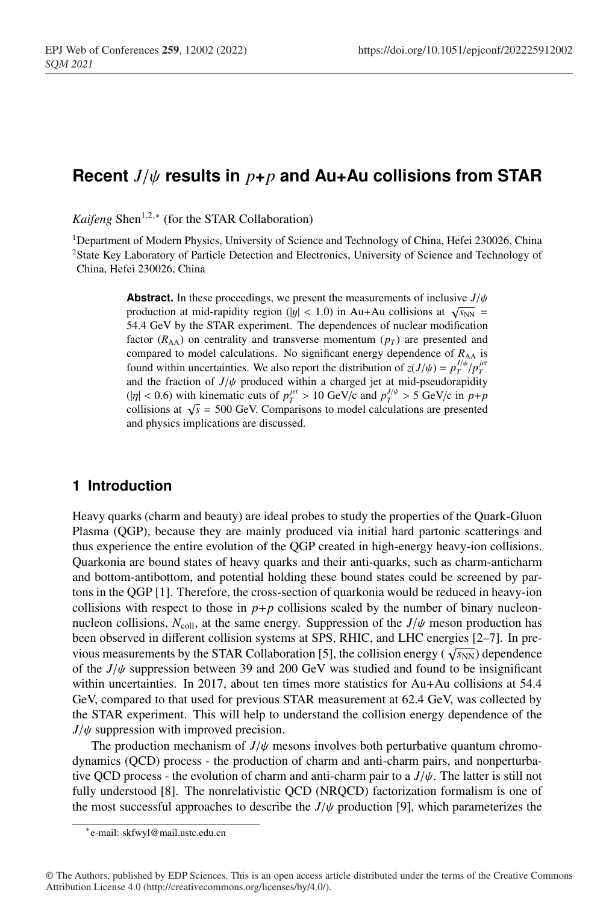# Recent $J/\psi$ results in $p$+$p$ and Au+Au collisions from STAR

*Kaifeng* Shen[1,2,*] (for the STAR Collaboration)

[1]Department of Modern Physics, University of Science and Technology of China, Hefei 230026, China
[2]State Key Laboratory of Particle Detection and Electronics, University of Science and Technology of China, Hefei 230026, China

**Abstract.** In these proceedings, we present the measurements of inclusive $J/\psi$ production at mid-rapidity region ($|y| < 1.0$) in Au+Au collisions at $\sqrt{s_{\rm NN}}$ = 54.4 GeV by the STAR experiment. The dependences of nuclear modification factor ($R_{\rm AA}$) on centrality and transverse momentum ($p_T$) are presented and compared to model calculations. No significant energy dependence of $R_{\rm AA}$ is found within uncertainties. We also report the distribution of $z(J/\psi) = p_T^{J/\psi}/p_T^{jet}$ and the fraction of $J/\psi$ produced within a charged jet at mid-pseudorapidity ($|\eta| < 0.6$) with kinematic cuts of $p_T^{jet} > 10$ GeV/c and $p_T^{J/\psi} > 5$ GeV/c in $p$+$p$ collisions at $\sqrt{s}$ = 500 GeV. Comparisons to model calculations are presented and physics implications are discussed.

## 1 Introduction

Heavy quarks (charm and beauty) are ideal probes to study the properties of the Quark-Gluon Plasma (QGP), because they are mainly produced via initial hard partonic scatterings and thus experience the entire evolution of the QGP created in high-energy heavy-ion collisions. Quarkonia are bound states of heavy quarks and their anti-quarks, such as charm-anticharm and bottom-antibottom, and potential holding these bound states could be screened by partons in the QGP [1]. Therefore, the cross-section of quarkonia would be reduced in heavy-ion collisions with respect to those in $p$+$p$ collisions scaled by the number of binary nucleon-nucleon collisions, $N_{\rm coll}$, at the same energy. Suppression of the $J/\psi$ meson production has been observed in different collision systems at SPS, RHIC, and LHC energies [2–7]. In previous measurements by the STAR Collaboration [5], the collision energy ($\sqrt{s_{\rm NN}}$) dependence of the $J/\psi$ suppression between 39 and 200 GeV was studied and found to be insignificant within uncertainties. In 2017, about ten times more statistics for Au+Au collisions at 54.4 GeV, compared to that used for previous STAR measurement at 62.4 GeV, was collected by the STAR experiment. This will help to understand the collision energy dependence of the $J/\psi$ suppression with improved precision.

The production mechanism of $J/\psi$ mesons involves both perturbative quantum chromodynamics (QCD) process - the production of charm and anti-charm pairs, and nonperturbative QCD process - the evolution of charm and anti-charm pair to a $J/\psi$. The latter is still not fully understood [8]. The nonrelativistic QCD (NRQCD) factorization formalism is one of the most successful approaches to describe the $J/\psi$ production [9], which parameterizes the

*e-mail: skfwyl@mail.ustc.edu.cn

© The Authors, published by EDP Sciences. This is an open access article distributed under the terms of the Creative Commons Attribution License 4.0 (http://creativecommons.org/licenses/by/4.0/).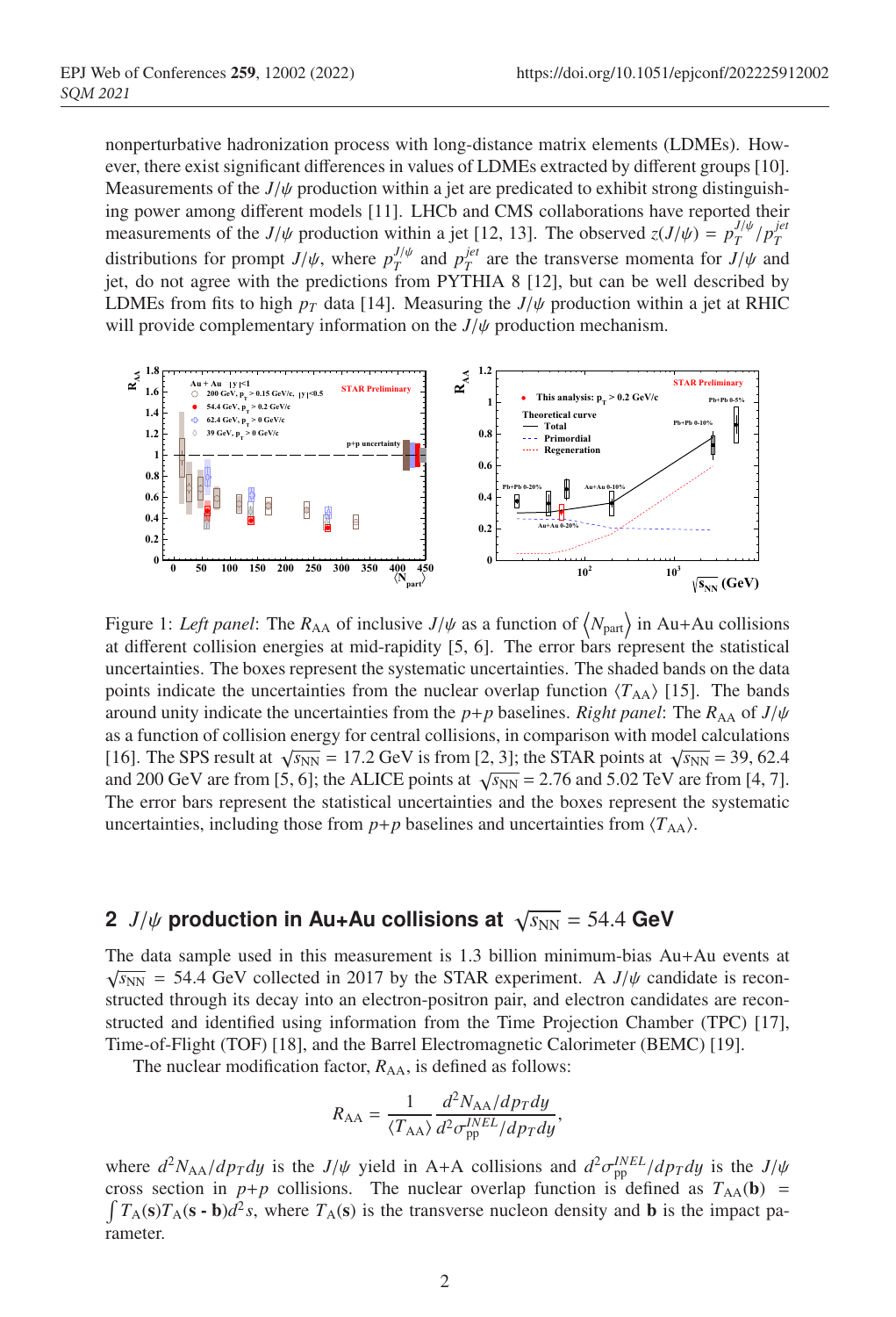nonperturbative hadronization process with long-distance matrix elements (LDMEs). However, there exist significant differences in values of LDMEs extracted by different groups [10]. Measurements of the $J/\psi$ production within a jet are predicated to exhibit strong distinguishing power among different models [11]. LHCb and CMS collaborations have reported their measurements of the $J/\psi$ production within a jet [12, 13]. The observed $z(J/\psi) = p_T^{J/\psi}/p_T^{jet}$ distributions for prompt $J/\psi$, where $p_T^{J/\psi}$ and $p_T^{jet}$ are the transverse momenta for $J/\psi$ and jet, do not agree with the predictions from PYTHIA 8 [12], but can be well described by LDMEs from fits to high $p_T$ data [14]. Measuring the $J/\psi$ production within a jet at RHIC will provide complementary information on the $J/\psi$ production mechanism.

Figure 1: *Left panel*: The $R_{AA}$ of inclusive $J/\psi$ as a function of $\langle N_{part} \rangle$ in Au+Au collisions at different collision energies at mid-rapidity [5, 6]. The error bars represent the statistical uncertainties. The boxes represent the systematic uncertainties. The shaded bands on the data points indicate the uncertainties from the nuclear overlap function $\langle T_{AA} \rangle$ [15]. The bands around unity indicate the uncertainties from the $p$+$p$ baselines. *Right panel*: The $R_{AA}$ of $J/\psi$ as a function of collision energy for central collisions, in comparison with model calculations [16]. The SPS result at $\sqrt{s_{NN}} = 17.2$ GeV is from [2, 3]; the STAR points at $\sqrt{s_{NN}} = 39$, 62.4 and 200 GeV are from [5, 6]; the ALICE points at $\sqrt{s_{NN}} = 2.76$ and 5.02 TeV are from [4, 7]. The error bars represent the statistical uncertainties and the boxes represent the systematic uncertainties, including those from $p$+$p$ baselines and uncertainties from $\langle T_{AA} \rangle$.

## 2 $J/\psi$ production in Au+Au collisions at $\sqrt{s_{NN}} = 54.4$ GeV

The data sample used in this measurement is 1.3 billion minimum-bias Au+Au events at $\sqrt{s_{NN}} = 54.4$ GeV collected in 2017 by the STAR experiment. A $J/\psi$ candidate is reconstructed through its decay into an electron-positron pair, and electron candidates are reconstructed and identified using information from the Time Projection Chamber (TPC) [17], Time-of-Flight (TOF) [18], and the Barrel Electromagnetic Calorimeter (BEMC) [19].

The nuclear modification factor, $R_{AA}$, is defined as follows:

$$R_{AA} = \frac{1}{\langle T_{AA} \rangle} \frac{d^2N_{AA}/dp_Tdy}{d^2\sigma_{pp}^{INEL}/dp_Tdy},$$

where $d^2N_{AA}/dp_Tdy$ is the $J/\psi$ yield in A+A collisions and $d^2\sigma_{pp}^{INEL}/dp_Tdy$ is the $J/\psi$ cross section in $p$+$p$ collisions. The nuclear overlap function is defined as $T_{AA}(\mathbf{b}) = \int T_A(\mathbf{s})T_A(\mathbf{s} - \mathbf{b})d^2s$, where $T_A(\mathbf{s})$ is the transverse nucleon density and $\mathbf{b}$ is the impact parameter.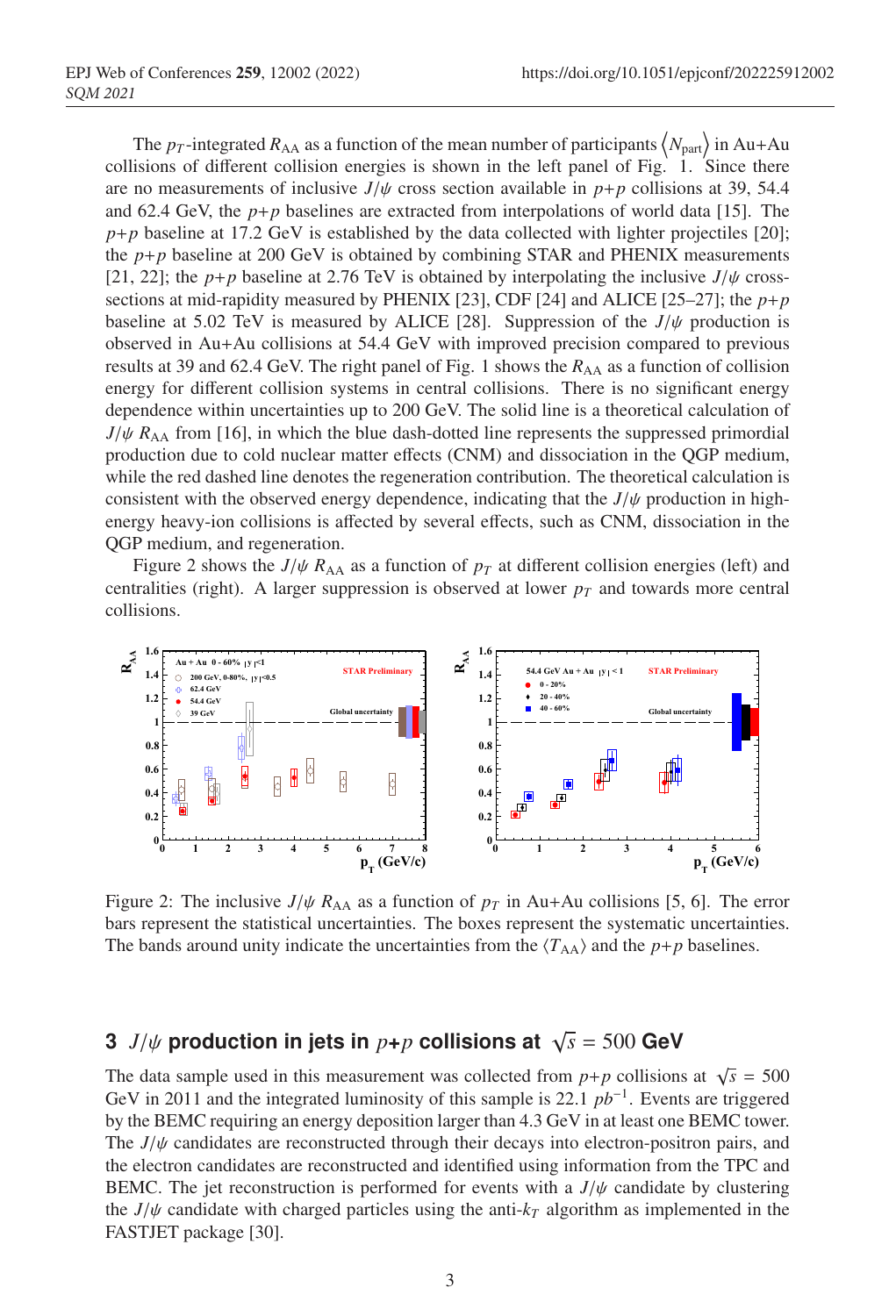The $p_T$-integrated $R_{\rm AA}$ as a function of the mean number of participants $\langle N_{\rm part}\rangle$ in Au+Au collisions of different collision energies is shown in the left panel of Fig. 1. Since there are no measurements of inclusive $J/\psi$ cross section available in $p$+$p$ collisions at 39, 54.4 and 62.4 GeV, the $p$+$p$ baselines are extracted from interpolations of world data [15]. The $p$+$p$ baseline at 17.2 GeV is established by the data collected with lighter projectiles [20]; the $p$+$p$ baseline at 200 GeV is obtained by combining STAR and PHENIX measurements [21, 22]; the $p$+$p$ baseline at 2.76 TeV is obtained by interpolating the inclusive $J/\psi$ cross-sections at mid-rapidity measured by PHENIX [23], CDF [24] and ALICE [25–27]; the $p$+$p$ baseline at 5.02 TeV is measured by ALICE [28]. Suppression of the $J/\psi$ production is observed in Au+Au collisions at 54.4 GeV with improved precision compared to previous results at 39 and 62.4 GeV. The right panel of Fig. 1 shows the $R_{\rm AA}$ as a function of collision energy for different collision systems in central collisions. There is no significant energy dependence within uncertainties up to 200 GeV. The solid line is a theoretical calculation of $J/\psi$ $R_{\rm AA}$ from [16], in which the blue dash-dotted line represents the suppressed primordial production due to cold nuclear matter effects (CNM) and dissociation in the QGP medium, while the red dashed line denotes the regeneration contribution. The theoretical calculation is consistent with the observed energy dependence, indicating that the $J/\psi$ production in high-energy heavy-ion collisions is affected by several effects, such as CNM, dissociation in the QGP medium, and regeneration.

Figure 2 shows the $J/\psi$ $R_{\rm AA}$ as a function of $p_T$ at different collision energies (left) and centralities (right). A larger suppression is observed at lower $p_T$ and towards more central collisions.

Figure 2: The inclusive $J/\psi$ $R_{\rm AA}$ as a function of $p_T$ in Au+Au collisions [5, 6]. The error bars represent the statistical uncertainties. The boxes represent the systematic uncertainties. The bands around unity indicate the uncertainties from the $\langle T_{\rm AA}\rangle$ and the $p$+$p$ baselines.

## 3 $J/\psi$ production in jets in $p$+$p$ collisions at $\sqrt{s}$ = 500 GeV

The data sample used in this measurement was collected from $p$+$p$ collisions at $\sqrt{s}$ = 500 GeV in 2011 and the integrated luminosity of this sample is 22.1 $pb^{-1}$. Events are triggered by the BEMC requiring an energy deposition larger than 4.3 GeV in at least one BEMC tower. The $J/\psi$ candidates are reconstructed through their decays into electron-positron pairs, and the electron candidates are reconstructed and identified using information from the TPC and BEMC. The jet reconstruction is performed for events with a $J/\psi$ candidate by clustering the $J/\psi$ candidate with charged particles using the anti-$k_T$ algorithm as implemented in the FASTJET package [30].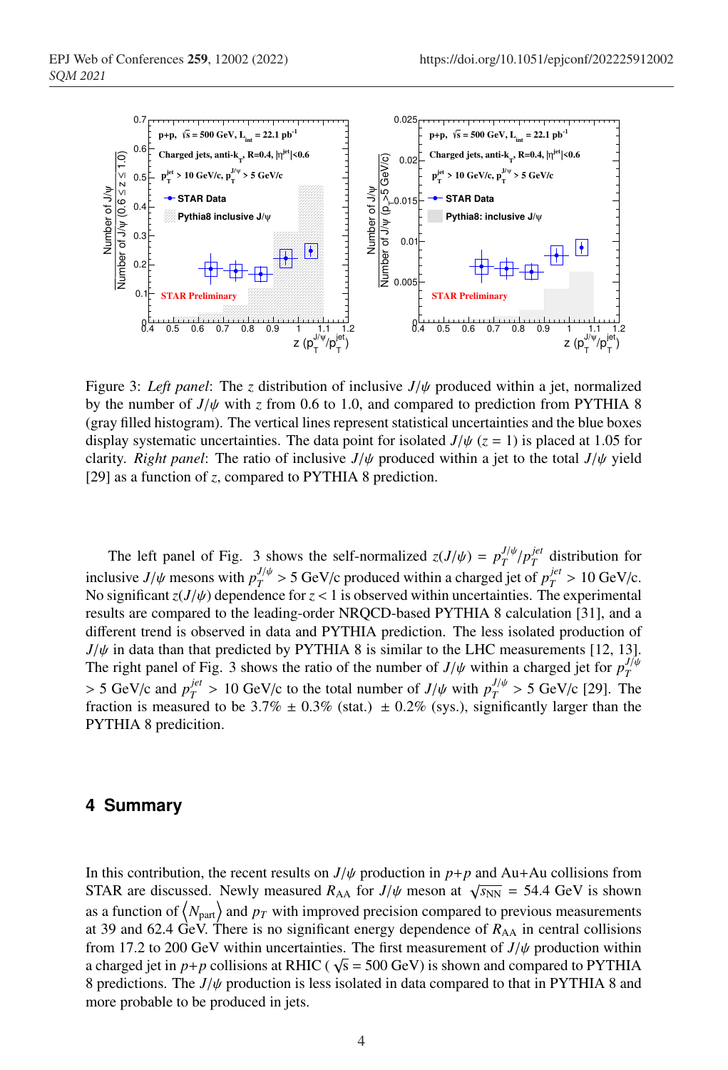Figure 3: *Left panel*: The $z$ distribution of inclusive $J/\psi$ produced within a jet, normalized by the number of $J/\psi$ with $z$ from 0.6 to 1.0, and compared to prediction from PYTHIA 8 (gray filled histogram). The vertical lines represent statistical uncertainties and the blue boxes display systematic uncertainties. The data point for isolated $J/\psi$ ($z = 1$) is placed at 1.05 for clarity. *Right panel*: The ratio of inclusive $J/\psi$ produced within a jet to the total $J/\psi$ yield [29] as a function of $z$, compared to PYTHIA 8 prediction.

The left panel of Fig. 3 shows the self-normalized $z(J/\psi) = p_T^{J/\psi}/p_T^{jet}$ distribution for inclusive $J/\psi$ mesons with $p_T^{J/\psi} > 5$ GeV/c produced within a charged jet of $p_T^{jet} > 10$ GeV/c. No significant $z(J/\psi)$ dependence for $z < 1$ is observed within uncertainties. The experimental results are compared to the leading-order NRQCD-based PYTHIA 8 calculation [31], and a different trend is observed in data and PYTHIA prediction. The less isolated production of $J/\psi$ in data than that predicted by PYTHIA 8 is similar to the LHC measurements [12, 13]. The right panel of Fig. 3 shows the ratio of the number of $J/\psi$ within a charged jet for $p_T^{J/\psi} > 5$ GeV/c and $p_T^{jet} > 10$ GeV/c to the total number of $J/\psi$ with $p_T^{J/\psi} > 5$ GeV/c [29]. The fraction is measured to be 3.7% $\pm$ 0.3% (stat.) $\pm$ 0.2% (sys.), significantly larger than the PYTHIA 8 predicition.

## 4 Summary

In this contribution, the recent results on $J/\psi$ production in $p+p$ and Au+Au collisions from STAR are discussed. Newly measured $R_{AA}$ for $J/\psi$ meson at $\sqrt{s_{NN}} = 54.4$ GeV is shown as a function of $\langle N_{part} \rangle$ and $p_T$ with improved precision compared to previous measurements at 39 and 62.4 GeV. There is no significant energy dependence of $R_{AA}$ in central collisions from 17.2 to 200 GeV within uncertainties. The first measurement of $J/\psi$ production within a charged jet in $p+p$ collisions at RHIC ($\sqrt{s} = 500$ GeV) is shown and compared to PYTHIA 8 predictions. The $J/\psi$ production is less isolated in data compared to that in PYTHIA 8 and more probable to be produced in jets.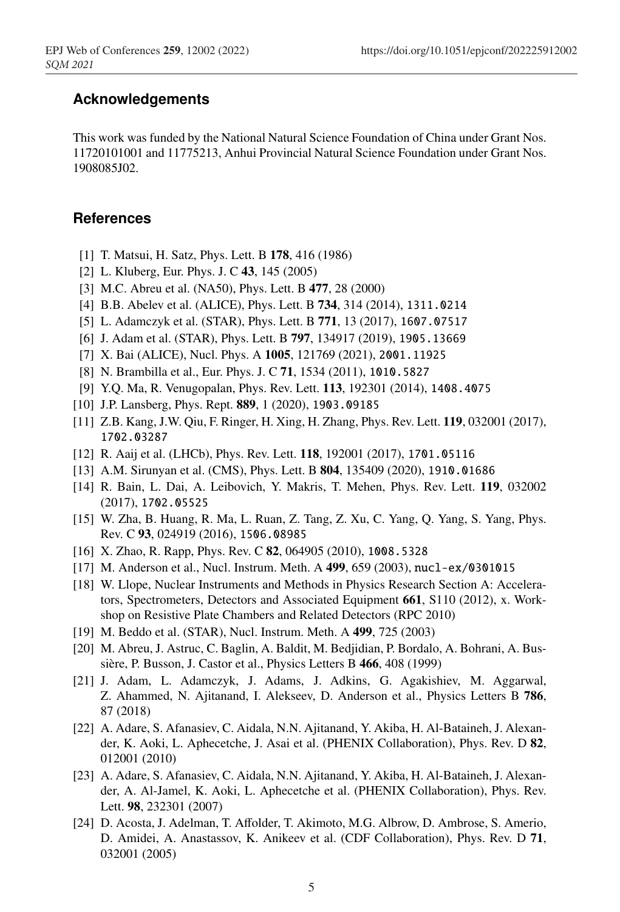## Acknowledgements

This work was funded by the National Natural Science Foundation of China under Grant Nos. 11720101001 and 11775213, Anhui Provincial Natural Science Foundation under Grant Nos. 1908085J02.

## References

[1] T. Matsui, H. Satz, Phys. Lett. B **178**, 416 (1986)

[2] L. Kluberg, Eur. Phys. J. C **43**, 145 (2005)

[3] M.C. Abreu et al. (NA50), Phys. Lett. B **477**, 28 (2000)

[4] B.B. Abelev et al. (ALICE), Phys. Lett. B **734**, 314 (2014), 1311.0214

[5] L. Adamczyk et al. (STAR), Phys. Lett. B **771**, 13 (2017), 1607.07517

[6] J. Adam et al. (STAR), Phys. Lett. B **797**, 134917 (2019), 1905.13669

[7] X. Bai (ALICE), Nucl. Phys. A **1005**, 121769 (2021), 2001.11925

[8] N. Brambilla et al., Eur. Phys. J. C **71**, 1534 (2011), 1010.5827

[9] Y.Q. Ma, R. Venugopalan, Phys. Rev. Lett. **113**, 192301 (2014), 1408.4075

[10] J.P. Lansberg, Phys. Rept. **889**, 1 (2020), 1903.09185

[11] Z.B. Kang, J.W. Qiu, F. Ringer, H. Xing, H. Zhang, Phys. Rev. Lett. **119**, 032001 (2017), 1702.03287

[12] R. Aaij et al. (LHCb), Phys. Rev. Lett. **118**, 192001 (2017), 1701.05116

[13] A.M. Sirunyan et al. (CMS), Phys. Lett. B **804**, 135409 (2020), 1910.01686

[14] R. Bain, L. Dai, A. Leibovich, Y. Makris, T. Mehen, Phys. Rev. Lett. **119**, 032002 (2017), 1702.05525

[15] W. Zha, B. Huang, R. Ma, L. Ruan, Z. Tang, Z. Xu, C. Yang, Q. Yang, S. Yang, Phys. Rev. C **93**, 024919 (2016), 1506.08985

[16] X. Zhao, R. Rapp, Phys. Rev. C **82**, 064905 (2010), 1008.5328

[17] M. Anderson et al., Nucl. Instrum. Meth. A **499**, 659 (2003), nucl-ex/0301015

[18] W. Llope, Nuclear Instruments and Methods in Physics Research Section A: Accelerators, Spectrometers, Detectors and Associated Equipment **661**, S110 (2012), x. Workshop on Resistive Plate Chambers and Related Detectors (RPC 2010)

[19] M. Beddo et al. (STAR), Nucl. Instrum. Meth. A **499**, 725 (2003)

[20] M. Abreu, J. Astruc, C. Baglin, A. Baldit, M. Bedjidian, P. Bordalo, A. Bohrani, A. Bussière, P. Busson, J. Castor et al., Physics Letters B **466**, 408 (1999)

[21] J. Adam, L. Adamczyk, J. Adams, J. Adkins, G. Agakishiev, M. Aggarwal, Z. Ahammed, N. Ajitanand, I. Alekseev, D. Anderson et al., Physics Letters B **786**, 87 (2018)

[22] A. Adare, S. Afanasiev, C. Aidala, N.N. Ajitanand, Y. Akiba, H. Al-Bataineh, J. Alexander, K. Aoki, L. Aphecetche, J. Asai et al. (PHENIX Collaboration), Phys. Rev. D **82**, 012001 (2010)

[23] A. Adare, S. Afanasiev, C. Aidala, N.N. Ajitanand, Y. Akiba, H. Al-Bataineh, J. Alexander, A. Al-Jamel, K. Aoki, L. Aphecetche et al. (PHENIX Collaboration), Phys. Rev. Lett. **98**, 232301 (2007)

[24] D. Acosta, J. Adelman, T. Affolder, T. Akimoto, M.G. Albrow, D. Ambrose, S. Amerio, D. Amidei, A. Anastassov, K. Anikeev et al. (CDF Collaboration), Phys. Rev. D **71**, 032001 (2005)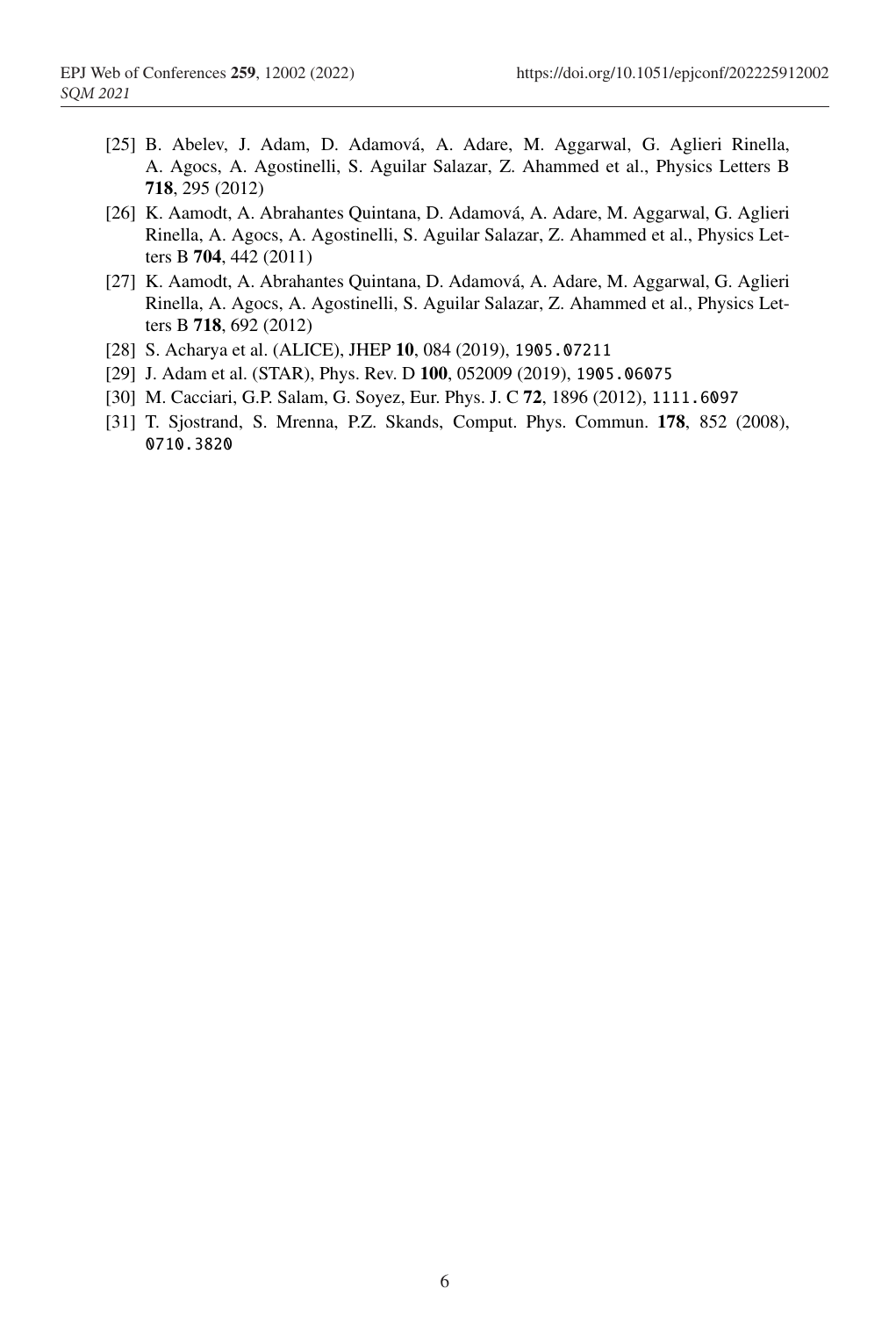[25] B. Abelev, J. Adam, D. Adamová, A. Adare, M. Aggarwal, G. Aglieri Rinella, A. Agocs, A. Agostinelli, S. Aguilar Salazar, Z. Ahammed et al., Physics Letters B **718**, 295 (2012)

[26] K. Aamodt, A. Abrahantes Quintana, D. Adamová, A. Adare, M. Aggarwal, G. Aglieri Rinella, A. Agocs, A. Agostinelli, S. Aguilar Salazar, Z. Ahammed et al., Physics Letters B **704**, 442 (2011)

[27] K. Aamodt, A. Abrahantes Quintana, D. Adamová, A. Adare, M. Aggarwal, G. Aglieri Rinella, A. Agocs, A. Agostinelli, S. Aguilar Salazar, Z. Ahammed et al., Physics Letters B **718**, 692 (2012)

[28] S. Acharya et al. (ALICE), JHEP **10**, 084 (2019), 1905.07211

[29] J. Adam et al. (STAR), Phys. Rev. D **100**, 052009 (2019), 1905.06075

[30] M. Cacciari, G.P. Salam, G. Soyez, Eur. Phys. J. C **72**, 1896 (2012), 1111.6097

[31] T. Sjostrand, S. Mrenna, P.Z. Skands, Comput. Phys. Commun. **178**, 852 (2008), 0710.3820